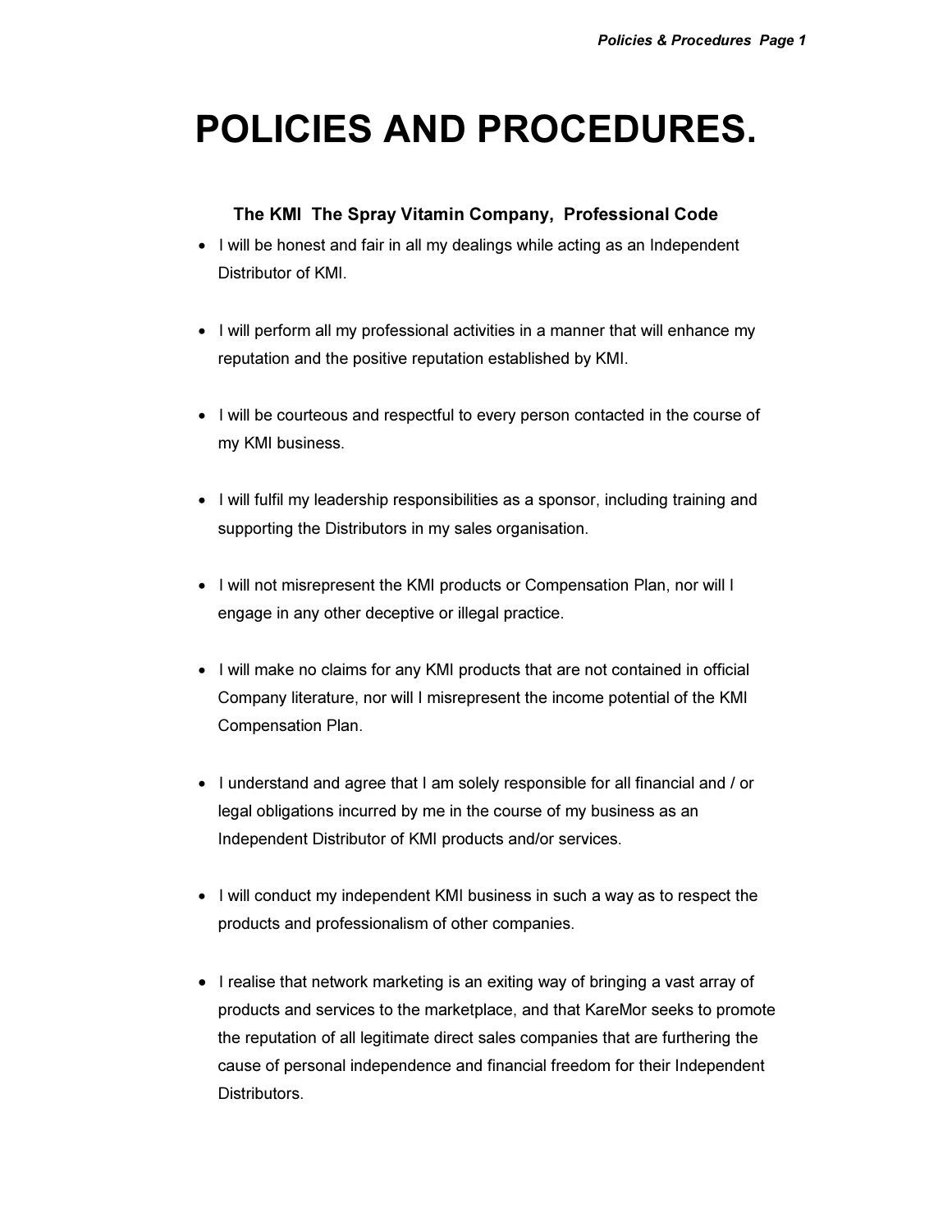# POLICIES AND PROCEDURES.

### The KMI The Spray Vitamin Company, Professional Code

- I will be honest and fair in all my dealings while acting as an Independent Distributor of KMI.

- I will perform all my professional activities in a manner that will enhance my reputation and the positive reputation established by KMI.

- I will be courteous and respectful to every person contacted in the course of my KMI business.

- I will fulfil my leadership responsibilities as a sponsor, including training and supporting the Distributors in my sales organisation.

- I will not misrepresent the KMI products or Compensation Plan, nor will I engage in any other deceptive or illegal practice.

- I will make no claims for any KMI products that are not contained in official Company literature, nor will I misrepresent the income potential of the KMI Compensation Plan.

- I understand and agree that I am solely responsible for all financial and / or legal obligations incurred by me in the course of my business as an Independent Distributor of KMI products and/or services.

- I will conduct my independent KMI business in such a way as to respect the products and professionalism of other companies.

- I realise that network marketing is an exiting way of bringing a vast array of products and services to the marketplace, and that KareMor seeks to promote the reputation of all legitimate direct sales companies that are furthering the cause of personal independence and financial freedom for their Independent Distributors.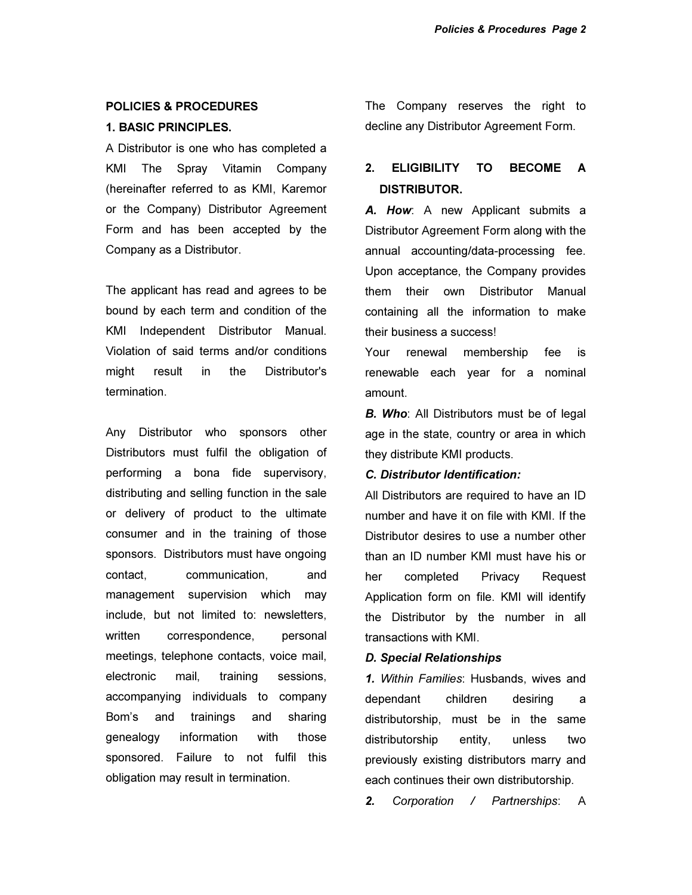## POLICIES & PROCEDURES

### 1. BASIC PRINCIPLES.

A Distributor is one who has completed a KMI The Spray Vitamin Company (hereinafter referred to as KMI, Karemor or the Company) Distributor Agreement Form and has been accepted by the Company as a Distributor.

The applicant has read and agrees to be bound by each term and condition of the KMI Independent Distributor Manual. Violation of said terms and/or conditions might result in the Distributor's termination.

Any Distributor who sponsors other Distributors must fulfil the obligation of performing a bona fide supervisory, distributing and selling function in the sale or delivery of product to the ultimate consumer and in the training of those sponsors. Distributors must have ongoing contact, communication, and management supervision which may include, but not limited to: newsletters, written correspondence, personal meetings, telephone contacts, voice mail, electronic mail, training sessions, accompanying individuals to company Bom's and trainings and sharing genealogy information with those sponsored. Failure to not fulfil this obligation may result in termination.

The Company reserves the right to decline any Distributor Agreement Form.

### 2. ELIGIBILITY TO BECOME A DISTRIBUTOR.

***A. How***: A new Applicant submits a Distributor Agreement Form along with the annual accounting/data-processing fee. Upon acceptance, the Company provides them their own Distributor Manual containing all the information to make their business a success!

Your renewal membership fee is renewable each year for a nominal amount.

***B. Who***: All Distributors must be of legal age in the state, country or area in which they distribute KMI products.

***C. Distributor Identification:***

All Distributors are required to have an ID number and have it on file with KMI. If the Distributor desires to use a number other than an ID number KMI must have his or her completed Privacy Request Application form on file. KMI will identify the Distributor by the number in all transactions with KMI.

***D. Special Relationships***

***1.*** *Within Families*: Husbands, wives and dependant children desiring a distributorship, must be in the same distributorship entity, unless two previously existing distributors marry and each continues their own distributorship.

***2.*** *Corporation / Partnerships*: A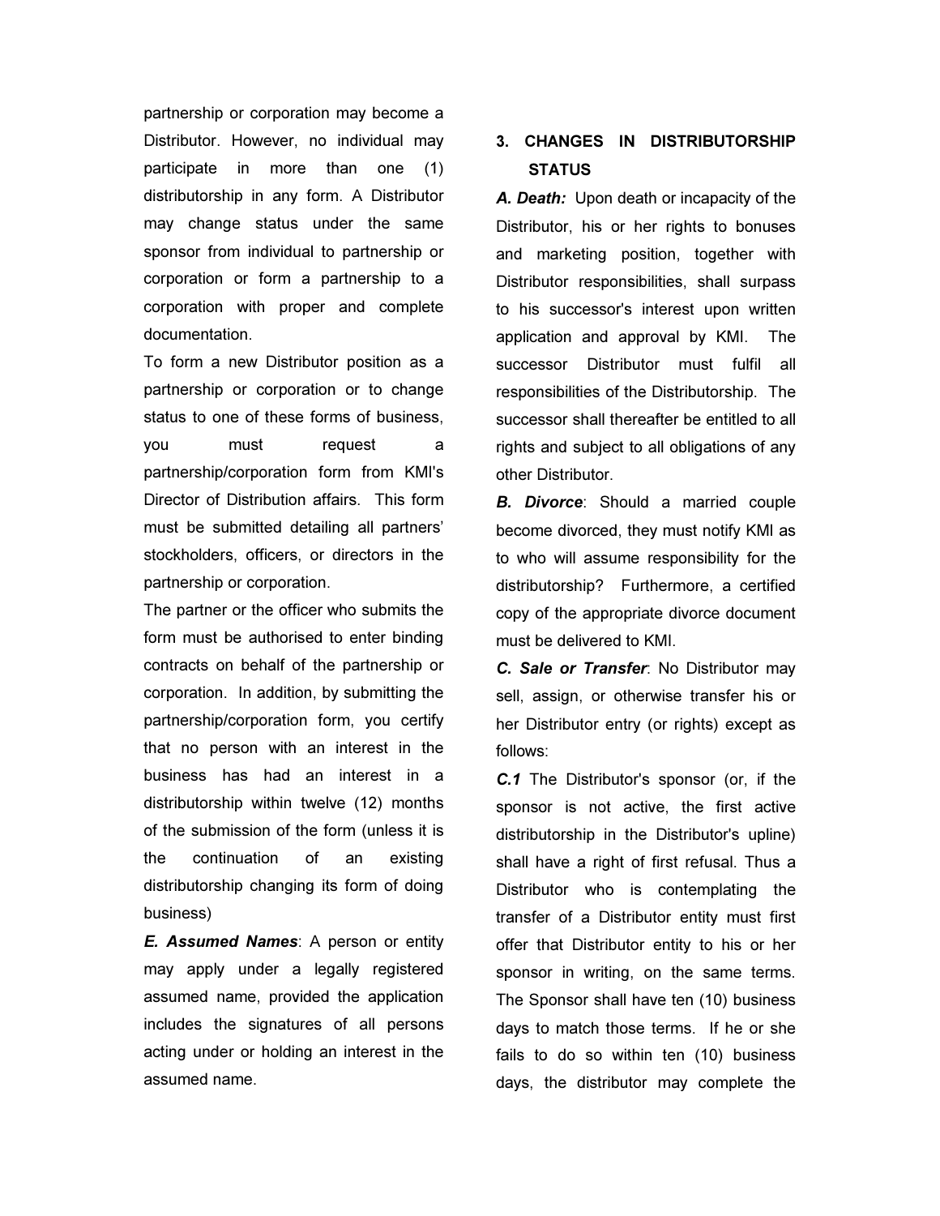partnership or corporation may become a Distributor. However, no individual may participate in more than one (1) distributorship in any form. A Distributor may change status under the same sponsor from individual to partnership or corporation or form a partnership to a corporation with proper and complete documentation.

To form a new Distributor position as a partnership or corporation or to change status to one of these forms of business, you must request a partnership/corporation form from KMI's Director of Distribution affairs. This form must be submitted detailing all partners' stockholders, officers, or directors in the partnership or corporation.

The partner or the officer who submits the form must be authorised to enter binding contracts on behalf of the partnership or corporation. In addition, by submitting the partnership/corporation form, you certify that no person with an interest in the business has had an interest in a distributorship within twelve (12) months of the submission of the form (unless it is the continuation of an existing distributorship changing its form of doing business)

***E. Assumed Names***: A person or entity may apply under a legally registered assumed name, provided the application includes the signatures of all persons acting under or holding an interest in the assumed name.

## 3. CHANGES IN DISTRIBUTORSHIP STATUS

***A. Death:*** Upon death or incapacity of the Distributor, his or her rights to bonuses and marketing position, together with Distributor responsibilities, shall surpass to his successor's interest upon written application and approval by KMI. The successor Distributor must fulfil all responsibilities of the Distributorship. The successor shall thereafter be entitled to all rights and subject to all obligations of any other Distributor.

***B. Divorce***: Should a married couple become divorced, they must notify KMI as to who will assume responsibility for the distributorship? Furthermore, a certified copy of the appropriate divorce document must be delivered to KMI.

***C. Sale or Transfer***: No Distributor may sell, assign, or otherwise transfer his or her Distributor entry (or rights) except as follows:

***C.1*** The Distributor's sponsor (or, if the sponsor is not active, the first active distributorship in the Distributor's upline) shall have a right of first refusal. Thus a Distributor who is contemplating the transfer of a Distributor entity must first offer that Distributor entity to his or her sponsor in writing, on the same terms. The Sponsor shall have ten (10) business days to match those terms. If he or she fails to do so within ten (10) business days, the distributor may complete the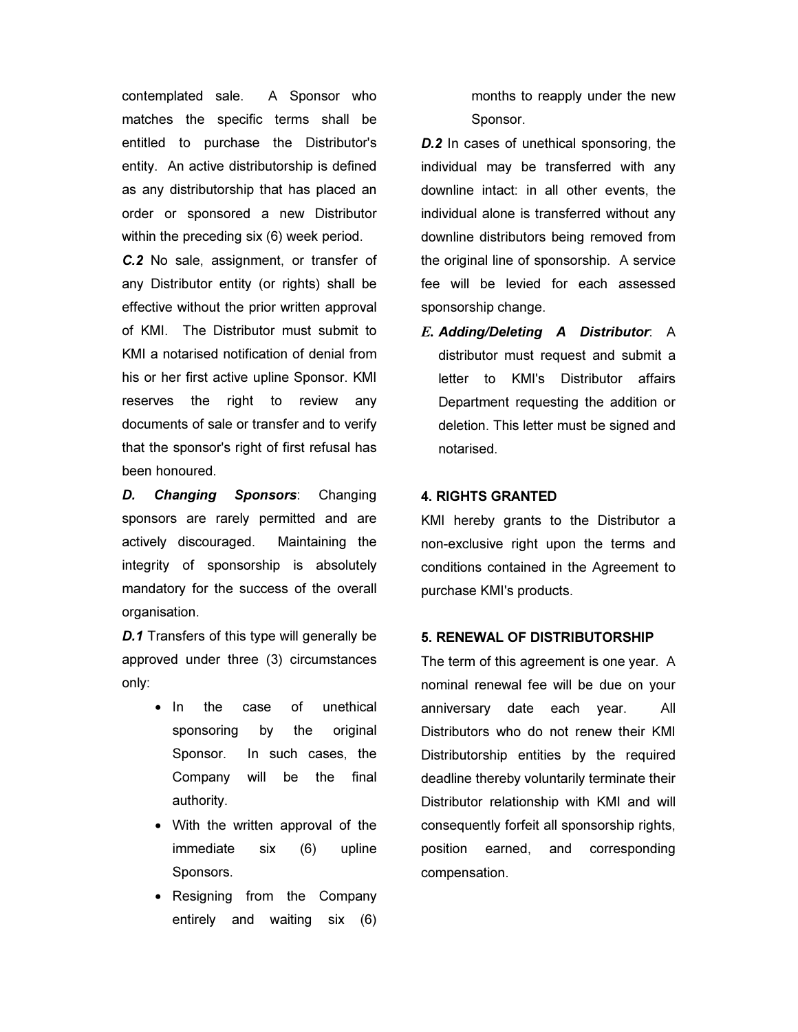contemplated sale. A Sponsor who matches the specific terms shall be entitled to purchase the Distributor's entity. An active distributorship is defined as any distributorship that has placed an order or sponsored a new Distributor within the preceding six (6) week period.

***C.2*** No sale, assignment, or transfer of any Distributor entity (or rights) shall be effective without the prior written approval of KMI. The Distributor must submit to KMI a notarised notification of denial from his or her first active upline Sponsor. KMI reserves the right to review any documents of sale or transfer and to verify that the sponsor's right of first refusal has been honoured.

***D. Changing Sponsors***: Changing sponsors are rarely permitted and are actively discouraged. Maintaining the integrity of sponsorship is absolutely mandatory for the success of the overall organisation.

***D.1*** Transfers of this type will generally be approved under three (3) circumstances only:

- In the case of unethical sponsoring by the original Sponsor. In such cases, the Company will be the final authority.
- With the written approval of the immediate six (6) upline Sponsors.
- Resigning from the Company entirely and waiting six (6) months to reapply under the new Sponsor.

***D.2*** In cases of unethical sponsoring, the individual may be transferred with any downline intact: in all other events, the individual alone is transferred without any downline distributors being removed from the original line of sponsorship. A service fee will be levied for each assessed sponsorship change.

***E. Adding/Deleting A Distributor***: A distributor must request and submit a letter to KMI's Distributor affairs Department requesting the addition or deletion. This letter must be signed and notarised.

**4. RIGHTS GRANTED**

KMI hereby grants to the Distributor a non-exclusive right upon the terms and conditions contained in the Agreement to purchase KMI's products.

**5. RENEWAL OF DISTRIBUTORSHIP**

The term of this agreement is one year. A nominal renewal fee will be due on your anniversary date each year. All Distributors who do not renew their KMI Distributorship entities by the required deadline thereby voluntarily terminate their Distributor relationship with KMI and will consequently forfeit all sponsorship rights, position earned, and corresponding compensation.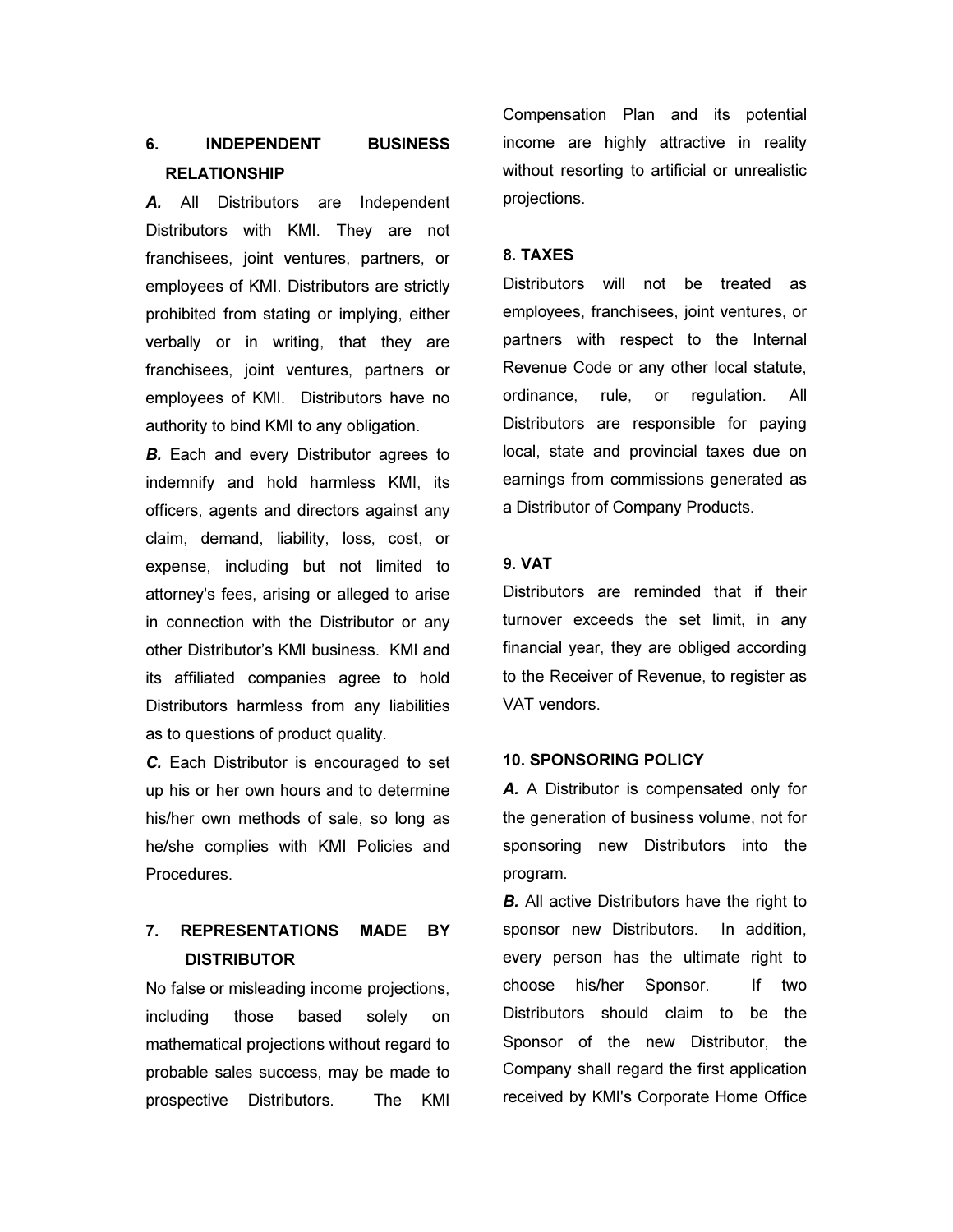## 6. INDEPENDENT BUSINESS RELATIONSHIP

***A.*** All Distributors are Independent Distributors with KMI. They are not franchisees, joint ventures, partners, or employees of KMI. Distributors are strictly prohibited from stating or implying, either verbally or in writing, that they are franchisees, joint ventures, partners or employees of KMI. Distributors have no authority to bind KMI to any obligation.

***B.*** Each and every Distributor agrees to indemnify and hold harmless KMI, its officers, agents and directors against any claim, demand, liability, loss, cost, or expense, including but not limited to attorney's fees, arising or alleged to arise in connection with the Distributor or any other Distributor's KMI business. KMI and its affiliated companies agree to hold Distributors harmless from any liabilities as to questions of product quality.

***C.*** Each Distributor is encouraged to set up his or her own hours and to determine his/her own methods of sale, so long as he/she complies with KMI Policies and Procedures.

## 7. REPRESENTATIONS MADE BY DISTRIBUTOR

No false or misleading income projections, including those based solely on mathematical projections without regard to probable sales success, may be made to prospective Distributors. The KMI Compensation Plan and its potential income are highly attractive in reality without resorting to artificial or unrealistic projections.

## 8. TAXES

Distributors will not be treated as employees, franchisees, joint ventures, or partners with respect to the Internal Revenue Code or any other local statute, ordinance, rule, or regulation. All Distributors are responsible for paying local, state and provincial taxes due on earnings from commissions generated as a Distributor of Company Products.

## 9. VAT

Distributors are reminded that if their turnover exceeds the set limit, in any financial year, they are obliged according to the Receiver of Revenue, to register as VAT vendors.

## 10. SPONSORING POLICY

***A.*** A Distributor is compensated only for the generation of business volume, not for sponsoring new Distributors into the program.

***B.*** All active Distributors have the right to sponsor new Distributors. In addition, every person has the ultimate right to choose his/her Sponsor. If two Distributors should claim to be the Sponsor of the new Distributor, the Company shall regard the first application received by KMI's Corporate Home Office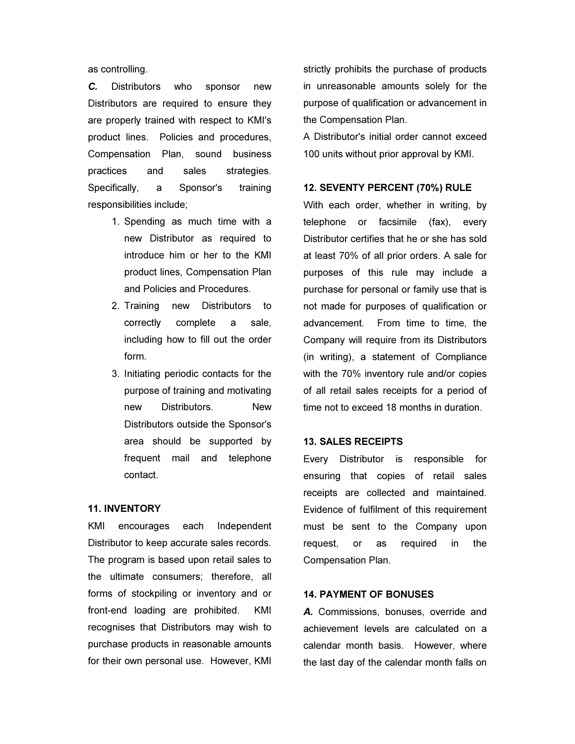as controlling.

***C.*** Distributors who sponsor new Distributors are required to ensure they are properly trained with respect to KMI's product lines. Policies and procedures, Compensation Plan, sound business practices and sales strategies. Specifically, a Sponsor's training responsibilities include;

1. Spending as much time with a new Distributor as required to introduce him or her to the KMI product lines, Compensation Plan and Policies and Procedures.
2. Training new Distributors to correctly complete a sale, including how to fill out the order form.
3. Initiating periodic contacts for the purpose of training and motivating new Distributors. New Distributors outside the Sponsor's area should be supported by frequent mail and telephone contact.

**11. INVENTORY**

KMI encourages each Independent Distributor to keep accurate sales records. The program is based upon retail sales to the ultimate consumers; therefore, all forms of stockpiling or inventory and or front-end loading are prohibited. KMI recognises that Distributors may wish to purchase products in reasonable amounts for their own personal use. However, KMI strictly prohibits the purchase of products in unreasonable amounts solely for the purpose of qualification or advancement in the Compensation Plan.

A Distributor's initial order cannot exceed 100 units without prior approval by KMI.

**12. SEVENTY PERCENT (70%) RULE**

With each order, whether in writing, by telephone or facsimile (fax), every Distributor certifies that he or she has sold at least 70% of all prior orders. A sale for purposes of this rule may include a purchase for personal or family use that is not made for purposes of qualification or advancement. From time to time, the Company will require from its Distributors (in writing), a statement of Compliance with the 70% inventory rule and/or copies of all retail sales receipts for a period of time not to exceed 18 months in duration.

**13. SALES RECEIPTS**

Every Distributor is responsible for ensuring that copies of retail sales receipts are collected and maintained. Evidence of fulfilment of this requirement must be sent to the Company upon request, or as required in the Compensation Plan.

**14. PAYMENT OF BONUSES**

***A.*** Commissions, bonuses, override and achievement levels are calculated on a calendar month basis. However, where the last day of the calendar month falls on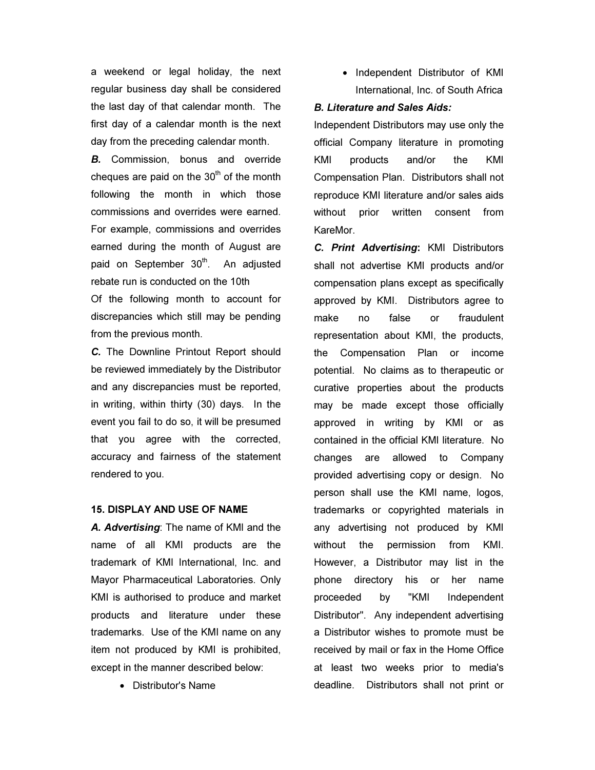a weekend or legal holiday, the next regular business day shall be considered the last day of that calendar month. The first day of a calendar month is the next day from the preceding calendar month.

***B.*** Commission, bonus and override cheques are paid on the 30th of the month following the month in which those commissions and overrides were earned. For example, commissions and overrides earned during the month of August are paid on September 30th. An adjusted rebate run is conducted on the 10th Of the following month to account for discrepancies which still may be pending from the previous month.

***C.*** The Downline Printout Report should be reviewed immediately by the Distributor and any discrepancies must be reported, in writing, within thirty (30) days. In the event you fail to do so, it will be presumed that you agree with the corrected, accuracy and fairness of the statement rendered to you.

**15. DISPLAY AND USE OF NAME**

***A. Advertising***: The name of KMI and the name of all KMI products are the trademark of KMI International, Inc. and Mayor Pharmaceutical Laboratories. Only KMI is authorised to produce and market products and literature under these trademarks. Use of the KMI name on any item not produced by KMI is prohibited, except in the manner described below:

- Distributor's Name
- Independent Distributor of KMI International, Inc. of South Africa

***B. Literature and Sales Aids:***

Independent Distributors may use only the official Company literature in promoting KMI products and/or the KMI Compensation Plan. Distributors shall not reproduce KMI literature and/or sales aids without prior written consent from KareMor.

***C. Print Advertising*:** KMI Distributors shall not advertise KMI products and/or compensation plans except as specifically approved by KMI. Distributors agree to make no false or fraudulent representation about KMI, the products, the Compensation Plan or income potential. No claims as to therapeutic or curative properties about the products may be made except those officially approved in writing by KMI or as contained in the official KMI literature. No changes are allowed to Company provided advertising copy or design. No person shall use the KMI name, logos, trademarks or copyrighted materials in any advertising not produced by KMI without the permission from KMI. However, a Distributor may list in the phone directory his or her name proceeded by "KMI Independent Distributor". Any independent advertising a Distributor wishes to promote must be received by mail or fax in the Home Office at least two weeks prior to media's deadline. Distributors shall not print or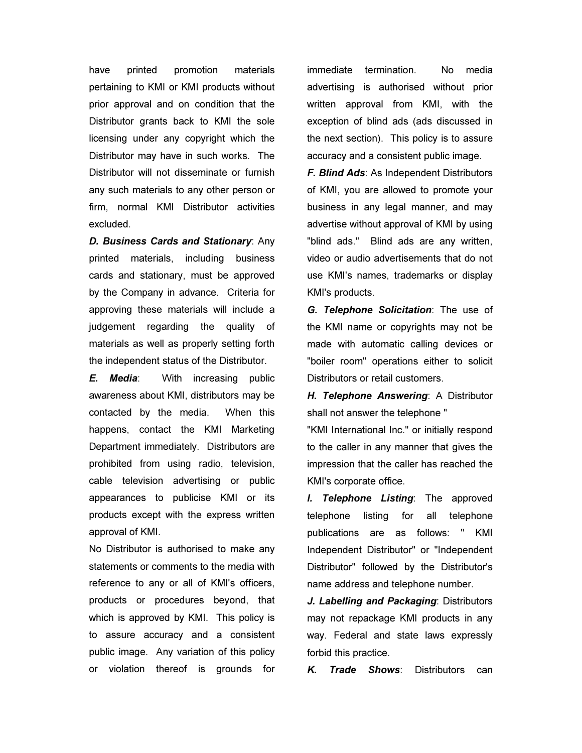have printed promotion materials pertaining to KMI or KMI products without prior approval and on condition that the Distributor grants back to KMI the sole licensing under any copyright which the Distributor may have in such works. The Distributor will not disseminate or furnish any such materials to any other person or firm, normal KMI Distributor activities excluded.

***D. Business Cards and Stationary***: Any printed materials, including business cards and stationary, must be approved by the Company in advance. Criteria for approving these materials will include a judgement regarding the quality of materials as well as properly setting forth the independent status of the Distributor.

***E. Media***: With increasing public awareness about KMI, distributors may be contacted by the media. When this happens, contact the KMI Marketing Department immediately. Distributors are prohibited from using radio, television, cable television advertising or public appearances to publicise KMI or its products except with the express written approval of KMI.

No Distributor is authorised to make any statements or comments to the media with reference to any or all of KMI's officers, products or procedures beyond, that which is approved by KMI. This policy is to assure accuracy and a consistent public image. Any variation of this policy or violation thereof is grounds for immediate termination. No media advertising is authorised without prior written approval from KMI, with the exception of blind ads (ads discussed in the next section). This policy is to assure accuracy and a consistent public image.

***F. Blind Ads***: As Independent Distributors of KMI, you are allowed to promote your business in any legal manner, and may advertise without approval of KMI by using "blind ads." Blind ads are any written, video or audio advertisements that do not use KMI's names, trademarks or display KMI's products.

***G. Telephone Solicitation***: The use of the KMI name or copyrights may not be made with automatic calling devices or "boiler room" operations either to solicit Distributors or retail customers.

***H. Telephone Answering***: A Distributor shall not answer the telephone "

"KMI International Inc." or initially respond to the caller in any manner that gives the impression that the caller has reached the KMI's corporate office.

***I. Telephone Listing***: The approved telephone listing for all telephone publications are as follows: " KMI Independent Distributor" or "Independent Distributor" followed by the Distributor's name address and telephone number.

***J. Labelling and Packaging***: Distributors may not repackage KMI products in any way. Federal and state laws expressly forbid this practice.

***K. Trade Shows***: Distributors can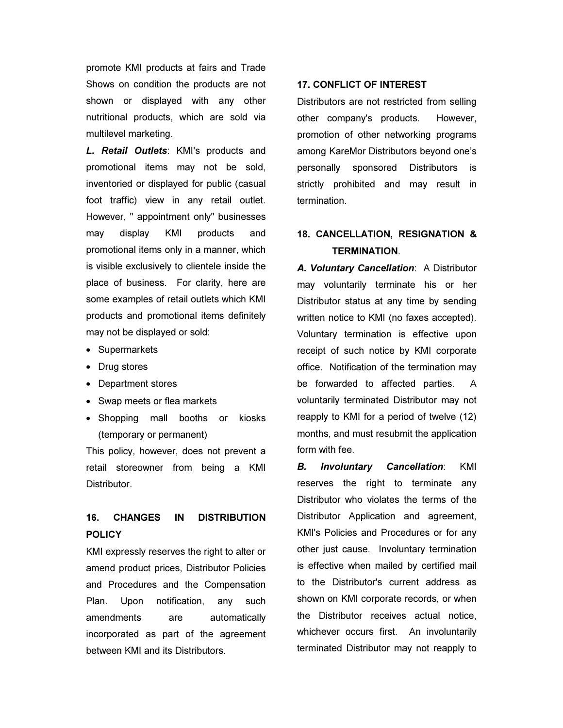promote KMI products at fairs and Trade Shows on condition the products are not shown or displayed with any other nutritional products, which are sold via multilevel marketing.

***L. Retail Outlets***: KMI's products and promotional items may not be sold, inventoried or displayed for public (casual foot traffic) view in any retail outlet. However, " appointment only" businesses may display KMI products and promotional items only in a manner, which is visible exclusively to clientele inside the place of business. For clarity, here are some examples of retail outlets which KMI products and promotional items definitely may not be displayed or sold:

- Supermarkets
- Drug stores
- Department stores
- Swap meets or flea markets
- Shopping mall booths or kiosks (temporary or permanent)

This policy, however, does not prevent a retail storeowner from being a KMI Distributor.

## 16. CHANGES IN DISTRIBUTION POLICY

KMI expressly reserves the right to alter or amend product prices, Distributor Policies and Procedures and the Compensation Plan. Upon notification, any such amendments are automatically incorporated as part of the agreement between KMI and its Distributors.

## 17. CONFLICT OF INTEREST

Distributors are not restricted from selling other company's products. However, promotion of other networking programs among KareMor Distributors beyond one's personally sponsored Distributors is strictly prohibited and may result in termination.

## 18. CANCELLATION, RESIGNATION & TERMINATION.

***A. Voluntary Cancellation***: A Distributor may voluntarily terminate his or her Distributor status at any time by sending written notice to KMI (no faxes accepted). Voluntary termination is effective upon receipt of such notice by KMI corporate office. Notification of the termination may be forwarded to affected parties. A voluntarily terminated Distributor may not reapply to KMI for a period of twelve (12) months, and must resubmit the application form with fee.

***B. Involuntary Cancellation***: KMI reserves the right to terminate any Distributor who violates the terms of the Distributor Application and agreement, KMI's Policies and Procedures or for any other just cause. Involuntary termination is effective when mailed by certified mail to the Distributor's current address as shown on KMI corporate records, or when the Distributor receives actual notice, whichever occurs first. An involuntarily terminated Distributor may not reapply to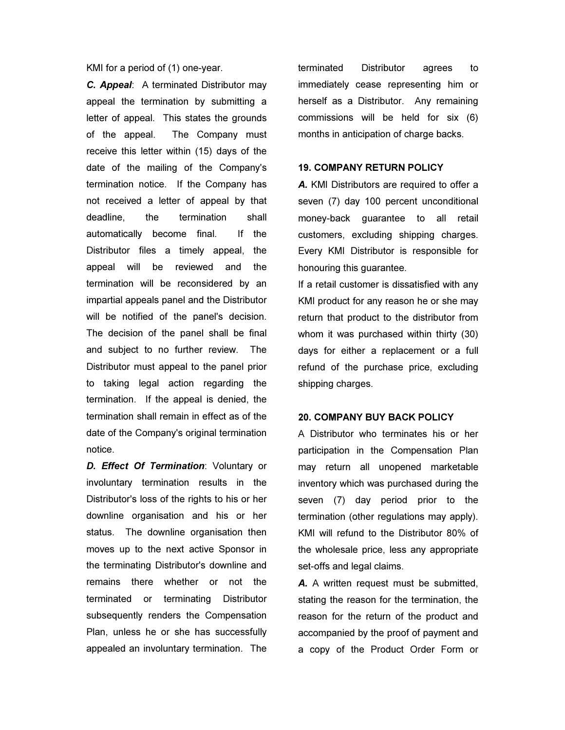KMI for a period of (1) one-year.

***C. Appeal***: A terminated Distributor may appeal the termination by submitting a letter of appeal. This states the grounds of the appeal. The Company must receive this letter within (15) days of the date of the mailing of the Company's termination notice. If the Company has not received a letter of appeal by that deadline, the termination shall automatically become final. If the Distributor files a timely appeal, the appeal will be reviewed and the termination will be reconsidered by an impartial appeals panel and the Distributor will be notified of the panel's decision. The decision of the panel shall be final and subject to no further review. The Distributor must appeal to the panel prior to taking legal action regarding the termination. If the appeal is denied, the termination shall remain in effect as of the date of the Company's original termination notice.

***D. Effect Of Termination***: Voluntary or involuntary termination results in the Distributor's loss of the rights to his or her downline organisation and his or her status. The downline organisation then moves up to the next active Sponsor in the terminating Distributor's downline and remains there whether or not the terminated or terminating Distributor subsequently renders the Compensation Plan, unless he or she has successfully appealed an involuntary termination. The terminated Distributor agrees to immediately cease representing him or herself as a Distributor. Any remaining commissions will be held for six (6) months in anticipation of charge backs.

**19. COMPANY RETURN POLICY**

***A.*** KMI Distributors are required to offer a seven (7) day 100 percent unconditional money-back guarantee to all retail customers, excluding shipping charges. Every KMI Distributor is responsible for honouring this guarantee.

If a retail customer is dissatisfied with any KMI product for any reason he or she may return that product to the distributor from whom it was purchased within thirty (30) days for either a replacement or a full refund of the purchase price, excluding shipping charges.

**20. COMPANY BUY BACK POLICY**

A Distributor who terminates his or her participation in the Compensation Plan may return all unopened marketable inventory which was purchased during the seven (7) day period prior to the termination (other regulations may apply). KMI will refund to the Distributor 80% of the wholesale price, less any appropriate set-offs and legal claims.

***A.*** A written request must be submitted, stating the reason for the termination, the reason for the return of the product and accompanied by the proof of payment and a copy of the Product Order Form or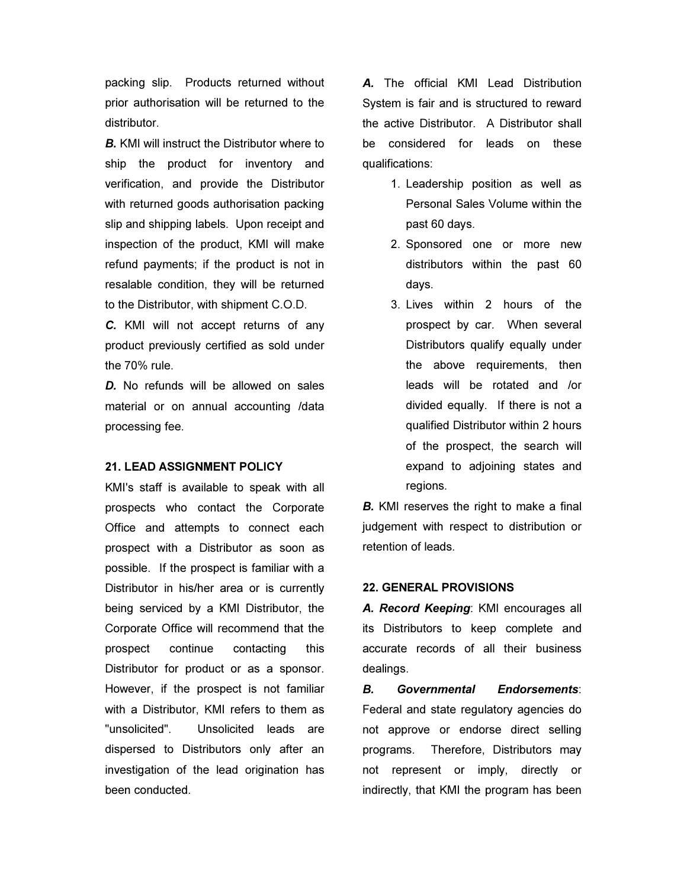packing slip. Products returned without prior authorisation will be returned to the distributor.

***B.*** KMI will instruct the Distributor where to ship the product for inventory and verification, and provide the Distributor with returned goods authorisation packing slip and shipping labels. Upon receipt and inspection of the product, KMI will make refund payments; if the product is not in resalable condition, they will be returned to the Distributor, with shipment C.O.D.

***C.*** KMI will not accept returns of any product previously certified as sold under the 70% rule.

***D.*** No refunds will be allowed on sales material or on annual accounting /data processing fee.

**21. LEAD ASSIGNMENT POLICY**

KMI's staff is available to speak with all prospects who contact the Corporate Office and attempts to connect each prospect with a Distributor as soon as possible. If the prospect is familiar with a Distributor in his/her area or is currently being serviced by a KMI Distributor, the Corporate Office will recommend that the prospect continue contacting this Distributor for product or as a sponsor. However, if the prospect is not familiar with a Distributor, KMI refers to them as "unsolicited". Unsolicited leads are dispersed to Distributors only after an investigation of the lead origination has been conducted.

***A.*** The official KMI Lead Distribution System is fair and is structured to reward the active Distributor. A Distributor shall be considered for leads on these qualifications:

1. Leadership position as well as Personal Sales Volume within the past 60 days.
2. Sponsored one or more new distributors within the past 60 days.
3. Lives within 2 hours of the prospect by car. When several Distributors qualify equally under the above requirements, then leads will be rotated and /or divided equally. If there is not a qualified Distributor within 2 hours of the prospect, the search will expand to adjoining states and regions.

***B.*** KMI reserves the right to make a final judgement with respect to distribution or retention of leads.

**22. GENERAL PROVISIONS**

***A. Record Keeping***: KMI encourages all its Distributors to keep complete and accurate records of all their business dealings.

***B. Governmental Endorsements***: Federal and state regulatory agencies do not approve or endorse direct selling programs. Therefore, Distributors may not represent or imply, directly or indirectly, that KMI the program has been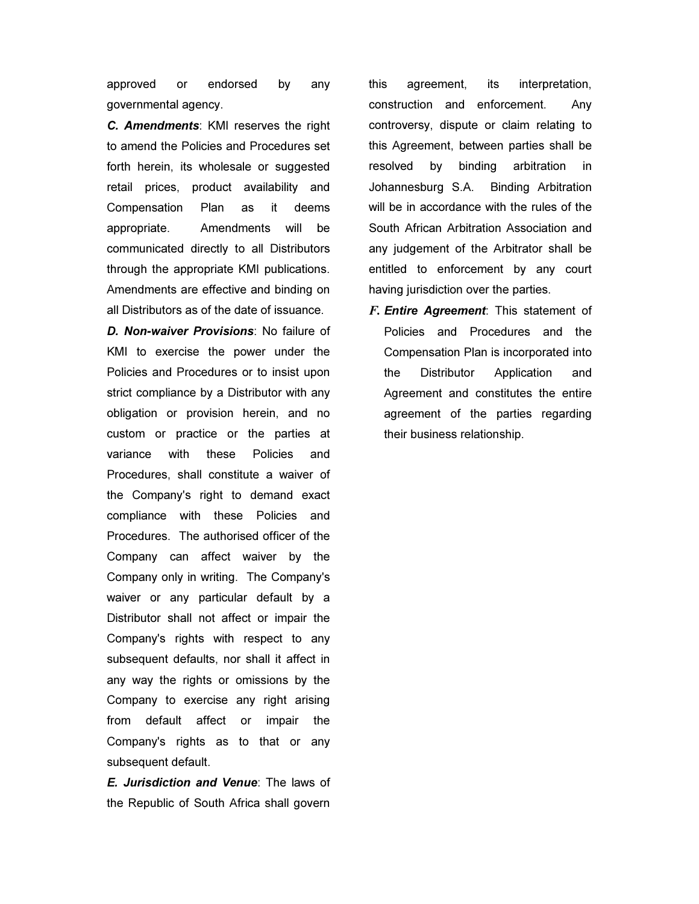approved or endorsed by any governmental agency.

***C. Amendments***: KMI reserves the right to amend the Policies and Procedures set forth herein, its wholesale or suggested retail prices, product availability and Compensation Plan as it deems appropriate. Amendments will be communicated directly to all Distributors through the appropriate KMI publications. Amendments are effective and binding on all Distributors as of the date of issuance.

***D. Non-waiver Provisions***: No failure of KMI to exercise the power under the Policies and Procedures or to insist upon strict compliance by a Distributor with any obligation or provision herein, and no custom or practice or the parties at variance with these Policies and Procedures, shall constitute a waiver of the Company's right to demand exact compliance with these Policies and Procedures. The authorised officer of the Company can affect waiver by the Company only in writing. The Company's waiver or any particular default by a Distributor shall not affect or impair the Company's rights with respect to any subsequent defaults, nor shall it affect in any way the rights or omissions by the Company to exercise any right arising from default affect or impair the Company's rights as to that or any subsequent default.

***E. Jurisdiction and Venue***: The laws of the Republic of South Africa shall govern this agreement, its interpretation, construction and enforcement. Any controversy, dispute or claim relating to this Agreement, between parties shall be resolved by binding arbitration in Johannesburg S.A. Binding Arbitration will be in accordance with the rules of the South African Arbitration Association and any judgement of the Arbitrator shall be entitled to enforcement by any court having jurisdiction over the parties.

***F. Entire Agreement***: This statement of Policies and Procedures and the Compensation Plan is incorporated into the Distributor Application and Agreement and constitutes the entire agreement of the parties regarding their business relationship.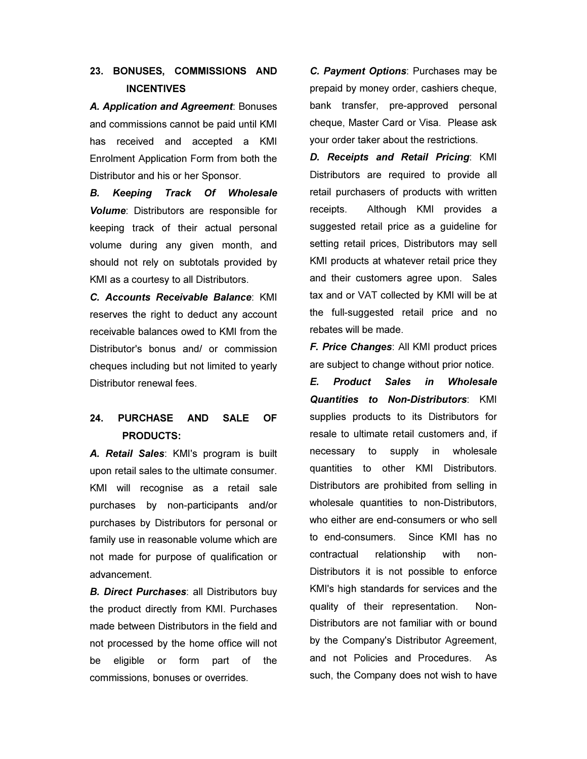## 23. BONUSES, COMMISSIONS AND INCENTIVES

***A. Application and Agreement***: Bonuses and commissions cannot be paid until KMI has received and accepted a KMI Enrolment Application Form from both the Distributor and his or her Sponsor.

***B. Keeping Track Of Wholesale Volume***: Distributors are responsible for keeping track of their actual personal volume during any given month, and should not rely on subtotals provided by KMI as a courtesy to all Distributors.

***C. Accounts Receivable Balance***: KMI reserves the right to deduct any account receivable balances owed to KMI from the Distributor's bonus and/ or commission cheques including but not limited to yearly Distributor renewal fees.

## 24. PURCHASE AND SALE OF PRODUCTS:

***A. Retail Sales***: KMI's program is built upon retail sales to the ultimate consumer. KMI will recognise as a retail sale purchases by non-participants and/or purchases by Distributors for personal or family use in reasonable volume which are not made for purpose of qualification or advancement.

***B. Direct Purchases***: all Distributors buy the product directly from KMI. Purchases made between Distributors in the field and not processed by the home office will not be eligible or form part of the commissions, bonuses or overrides.

***C. Payment Options***: Purchases may be prepaid by money order, cashiers cheque, bank transfer, pre-approved personal cheque, Master Card or Visa. Please ask your order taker about the restrictions.

***D. Receipts and Retail Pricing***: KMI Distributors are required to provide all retail purchasers of products with written receipts. Although KMI provides a suggested retail price as a guideline for setting retail prices, Distributors may sell KMI products at whatever retail price they and their customers agree upon. Sales tax and or VAT collected by KMI will be at the full-suggested retail price and no rebates will be made.

***F. Price Changes***: All KMI product prices are subject to change without prior notice.

***E. Product Sales in Wholesale Quantities to Non-Distributors***: KMI supplies products to its Distributors for resale to ultimate retail customers and, if necessary to supply in wholesale quantities to other KMI Distributors. Distributors are prohibited from selling in wholesale quantities to non-Distributors, who either are end-consumers or who sell to end-consumers. Since KMI has no contractual relationship with non-Distributors it is not possible to enforce KMI's high standards for services and the quality of their representation. Non-Distributors are not familiar with or bound by the Company's Distributor Agreement, and not Policies and Procedures. As such, the Company does not wish to have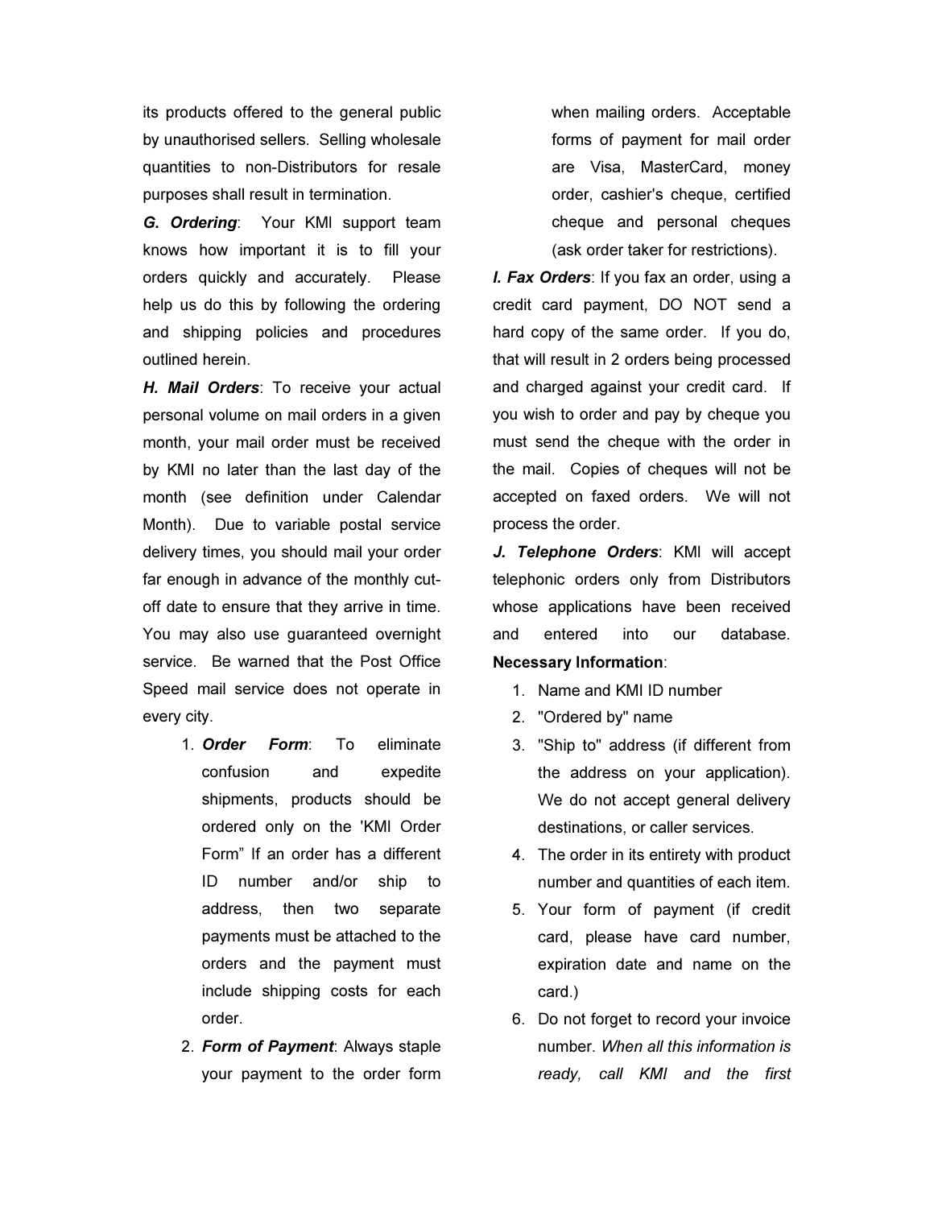its products offered to the general public by unauthorised sellers. Selling wholesale quantities to non-Distributors for resale purposes shall result in termination.

***G. Ordering***: Your KMI support team knows how important it is to fill your orders quickly and accurately. Please help us do this by following the ordering and shipping policies and procedures outlined herein.

***H. Mail Orders***: To receive your actual personal volume on mail orders in a given month, your mail order must be received by KMI no later than the last day of the month (see definition under Calendar Month). Due to variable postal service delivery times, you should mail your order far enough in advance of the monthly cut-off date to ensure that they arrive in time. You may also use guaranteed overnight service. Be warned that the Post Office Speed mail service does not operate in every city.

1. ***Order Form***: To eliminate confusion and expedite shipments, products should be ordered only on the 'KMI Order Form" If an order has a different ID number and/or ship to address, then two separate payments must be attached to the orders and the payment must include shipping costs for each order.
2. ***Form of Payment***: Always staple your payment to the order form when mailing orders. Acceptable forms of payment for mail order are Visa, MasterCard, money order, cashier's cheque, certified cheque and personal cheques (ask order taker for restrictions).

***I. Fax Orders***: If you fax an order, using a credit card payment, DO NOT send a hard copy of the same order. If you do, that will result in 2 orders being processed and charged against your credit card. If you wish to order and pay by cheque you must send the cheque with the order in the mail. Copies of cheques will not be accepted on faxed orders. We will not process the order.

***J. Telephone Orders***: KMI will accept telephonic orders only from Distributors whose applications have been received and entered into our database.

**Necessary Information**:

1. Name and KMI ID number
2. "Ordered by" name
3. "Ship to" address (if different from the address on your application). We do not accept general delivery destinations, or caller services.
4. The order in its entirety with product number and quantities of each item.
5. Your form of payment (if credit card, please have card number, expiration date and name on the card.)
6. Do not forget to record your invoice number. *When all this information is ready, call KMI and the first*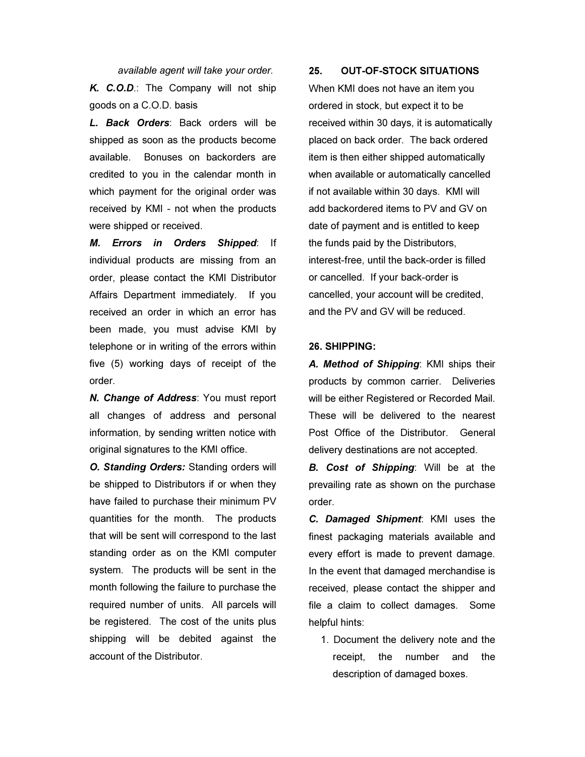*available agent will take your order.*

***K. C.O.D***.: The Company will not ship goods on a C.O.D. basis

***L. Back Orders***: Back orders will be shipped as soon as the products become available. Bonuses on backorders are credited to you in the calendar month in which payment for the original order was received by KMI - not when the products were shipped or received.

***M. Errors in Orders Shipped***: If individual products are missing from an order, please contact the KMI Distributor Affairs Department immediately. If you received an order in which an error has been made, you must advise KMI by telephone or in writing of the errors within five (5) working days of receipt of the order.

***N. Change of Address***: You must report all changes of address and personal information, by sending written notice with original signatures to the KMI office.

***O. Standing Orders:*** Standing orders will be shipped to Distributors if or when they have failed to purchase their minimum PV quantities for the month. The products that will be sent will correspond to the last standing order as on the KMI computer system. The products will be sent in the month following the failure to purchase the required number of units. All parcels will be registered. The cost of the units plus shipping will be debited against the account of the Distributor.

## 25. OUT-OF-STOCK SITUATIONS

When KMI does not have an item you ordered in stock, but expect it to be received within 30 days, it is automatically placed on back order. The back ordered item is then either shipped automatically when available or automatically cancelled if not available within 30 days. KMI will add backordered items to PV and GV on date of payment and is entitled to keep the funds paid by the Distributors, interest-free, until the back-order is filled or cancelled. If your back-order is cancelled, your account will be credited, and the PV and GV will be reduced.

## 26. SHIPPING:

***A. Method of Shipping***: KMI ships their products by common carrier. Deliveries will be either Registered or Recorded Mail. These will be delivered to the nearest Post Office of the Distributor. General delivery destinations are not accepted.

***B. Cost of Shipping***: Will be at the prevailing rate as shown on the purchase order.

***C. Damaged Shipment***: KMI uses the finest packaging materials available and every effort is made to prevent damage. In the event that damaged merchandise is received, please contact the shipper and file a claim to collect damages. Some helpful hints:

1. Document the delivery note and the receipt, the number and the description of damaged boxes.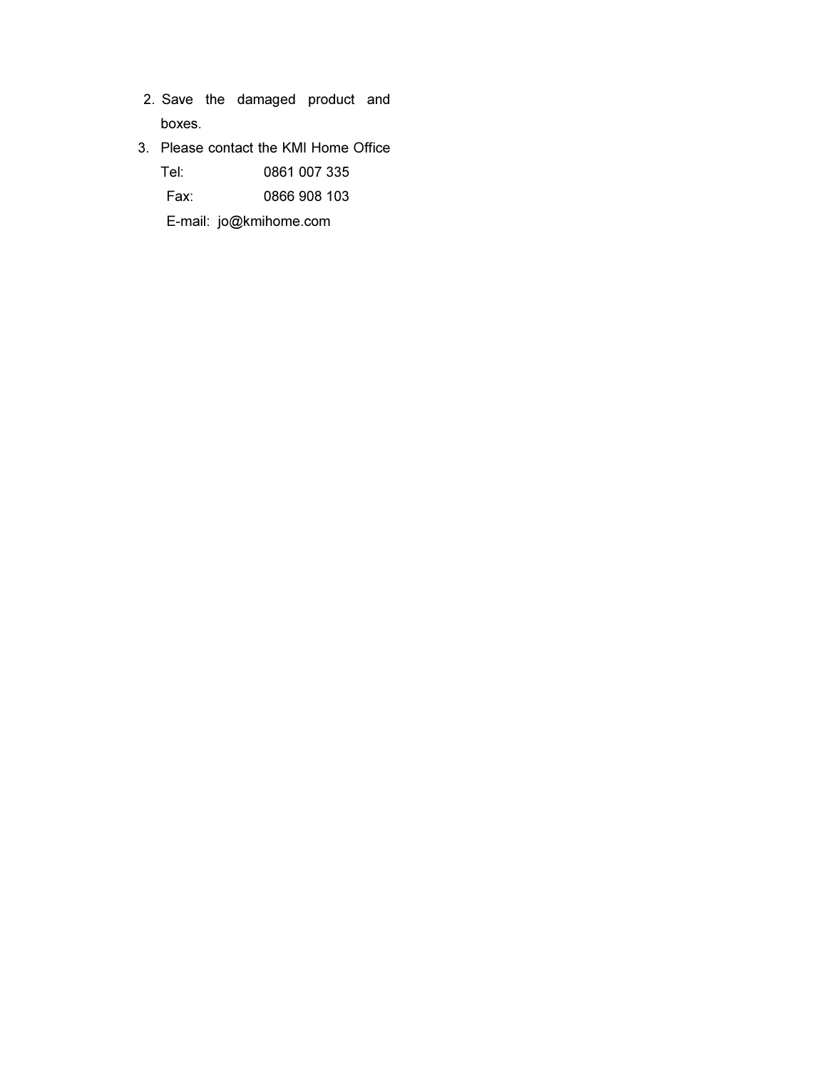2. Save the damaged product and boxes.
3. Please contact the KMI Home Office

   Tel: 0861 007 335

   Fax: 0866 908 103

   E-mail: jo@kmihome.com